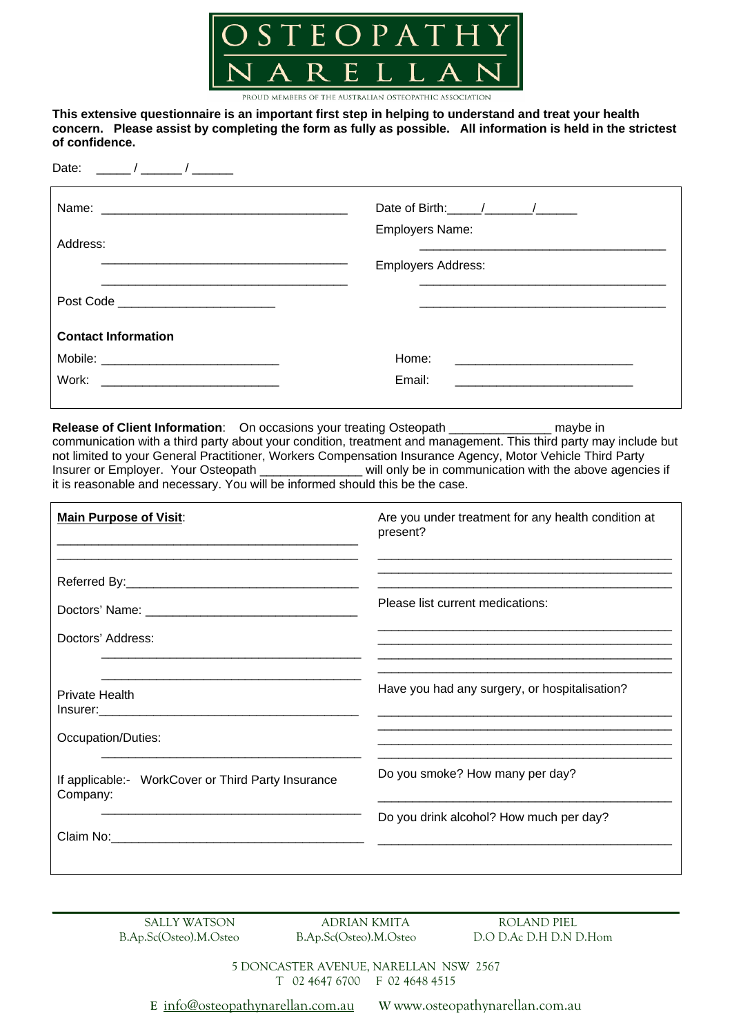# OSTEOPATHY NARELLAN

PROUD MEMBERS OF THE AUSTRALIAN OSTEOPATHIC ASSOCIATION

**This extensive questionnaire is an important first step in helping to understand and treat your health concern. Please assist by completing the form as fully as possible. All information is held in the strictest of confidence.**

Date: _____ / ______ / ______

Name: ____________________________________

Address:
____________________________________
____________________________________

Post Code ______________________

Date of Birth:_____/_______/______

Employers Name:
____________________________________

Employers Address:
____________________________________
____________________________________

**Contact Information**

Mobile: __________________________

Work: __________________________

Home: __________________________

Email: __________________________

**Release of Client Information**: On occasions your treating Osteopath _______________ maybe in communication with a third party about your condition, treatment and management. This third party may include but not limited to your General Practitioner, Workers Compensation Insurance Agency, Motor Vehicle Third Party Insurer or Employer. Your Osteopath _______________ will only be in communication with the above agencies if it is reasonable and necessary. You will be informed should this be the case.

**Main Purpose of Visit**:
____________________________________________
____________________________________________

Referred By:__________________________________

Doctors' Name: _______________________________

Doctors' Address:
______________________________________
______________________________________

Private Health Insurer:_____________________________________

Occupation/Duties:
______________________________________

If applicable:- WorkCover or Third Party Insurance Company:
______________________________________

Claim No:_____________________________________

Are you under treatment for any health condition at present?
____________________________________________
____________________________________________
____________________________________________

Please list current medications:
____________________________________________
____________________________________________
____________________________________________
____________________________________________

Have you had any surgery, or hospitalisation?
____________________________________________
____________________________________________
____________________________________________
____________________________________________

Do you smoke? How many per day?
____________________________________________

Do you drink alcohol? How much per day?
____________________________________________

SALLY WATSON
B.Ap.Sc(Osteo).M.Osteo

ADRIAN KMITA
B.Ap.Sc(Osteo).M.Osteo

ROLAND PIEL
D.O D.Ac D.H D.N D.Hom

5 DONCASTER AVENUE, NARELLAN NSW 2567
T 02 4647 6700 F 02 4648 4515

E info@osteopathynarellan.com.au W www.osteopathynarellan.com.au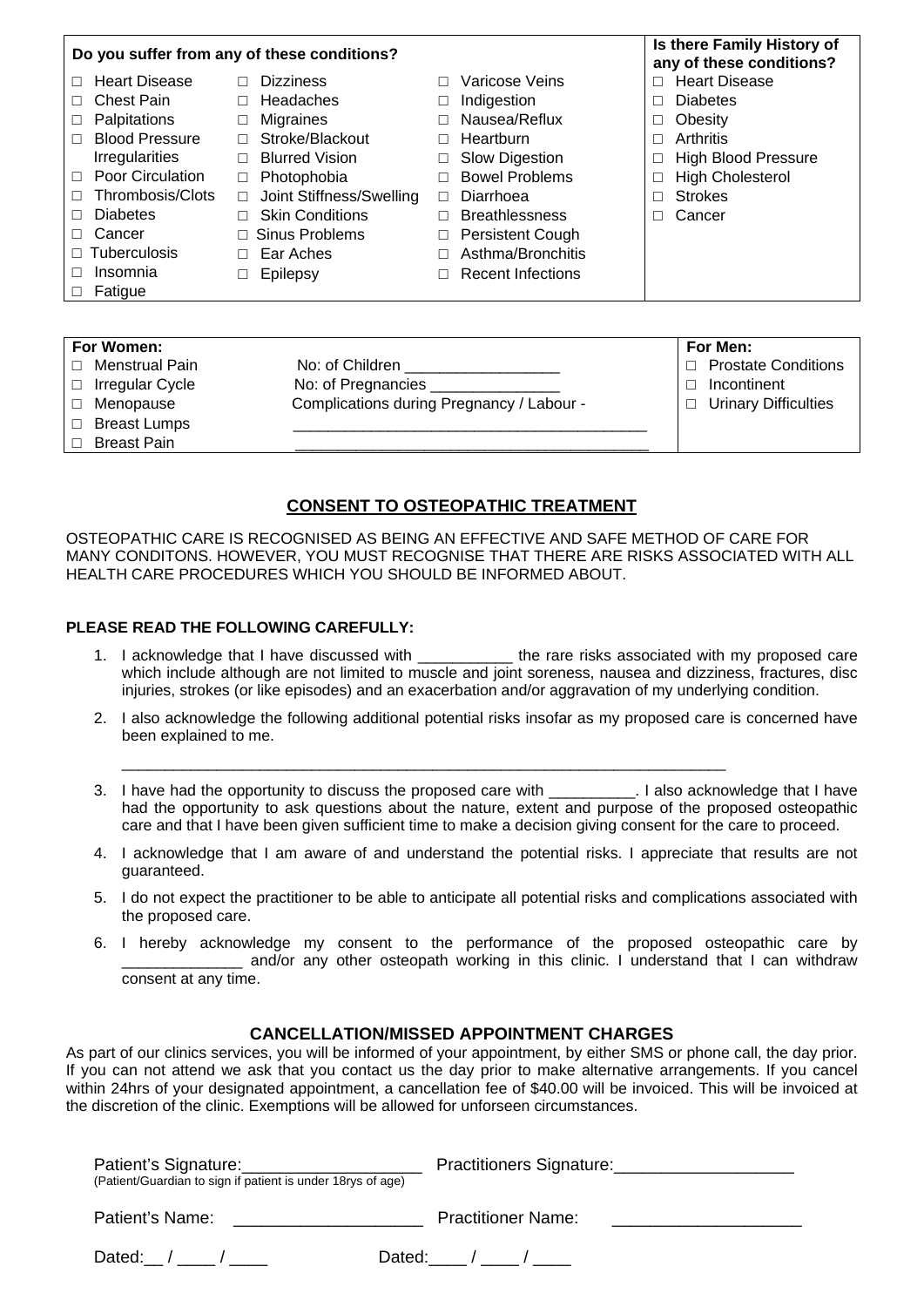| Do you suffer from any of these conditions? | | | Is there Family History of any of these conditions? |
|---|---|---|---|
| □ Heart Disease | □ Dizziness | □ Varicose Veins | □ Heart Disease |
| □ Chest Pain | □ Headaches | □ Indigestion | □ Diabetes |
| □ Palpitations | □ Migraines | □ Nausea/Reflux | □ Obesity |
| □ Blood Pressure Irregularities | □ Stroke/Blackout | □ Heartburn | □ Arthritis |
| | □ Blurred Vision | □ Slow Digestion | □ High Blood Pressure |
| □ Poor Circulation | □ Photophobia | □ Bowel Problems | □ High Cholesterol |
| □ Thrombosis/Clots | □ Joint Stiffness/Swelling | □ Diarrhoea | □ Strokes |
| □ Diabetes | □ Skin Conditions | □ Breathlessness | □ Cancer |
| □ Cancer | □ Sinus Problems | □ Persistent Cough | |
| □ Tuberculosis | □ Ear Aches | □ Asthma/Bronchitis | |
| □ Insomnia | □ Epilepsy | □ Recent Infections | |
| □ Fatigue | | | |

| For Women: | | For Men: |
|---|---|---|
| □ Menstrual Pain | No: of Children __________________ | □ Prostate Conditions |
| □ Irregular Cycle | No: of Pregnancies _______________ | □ Incontinent |
| □ Menopause | Complications during Pregnancy / Labour - | □ Urinary Difficulties |
| □ Breast Lumps | __________________________________________ | |
| □ Breast Pain | __________________________________________ | |

## CONSENT TO OSTEOPATHIC TREATMENT

OSTEOPATHIC CARE IS RECOGNISED AS BEING AN EFFECTIVE AND SAFE METHOD OF CARE FOR MANY CONDITONS. HOWEVER, YOU MUST RECOGNISE THAT THERE ARE RISKS ASSOCIATED WITH ALL HEALTH CARE PROCEDURES WHICH YOU SHOULD BE INFORMED ABOUT.

**PLEASE READ THE FOLLOWING CAREFULLY:**

1. I acknowledge that I have discussed with ___________ the rare risks associated with my proposed care which include although are not limited to muscle and joint soreness, nausea and dizziness, fractures, disc injuries, strokes (or like episodes) and an exacerbation and/or aggravation of my underlying condition.
2. I also acknowledge the following additional potential risks insofar as my proposed care is concerned have been explained to me.

   ________________________________________________________________________
3. I have had the opportunity to discuss the proposed care with __________. I also acknowledge that I have had the opportunity to ask questions about the nature, extent and purpose of the proposed osteopathic care and that I have been given sufficient time to make a decision giving consent for the care to proceed.
4. I acknowledge that I am aware of and understand the potential risks. I appreciate that results are not guaranteed.
5. I do not expect the practitioner to be able to anticipate all potential risks and complications associated with the proposed care.
6. I hereby acknowledge my consent to the performance of the proposed osteopathic care by ______________ and/or any other osteopath working in this clinic. I understand that I can withdraw consent at any time.

### CANCELLATION/MISSED APPOINTMENT CHARGES

As part of our clinics services, you will be informed of your appointment, by either SMS or phone call, the day prior. If you can not attend we ask that you contact us the day prior to make alternative arrangements. If you cancel within 24hrs of your designated appointment, a cancellation fee of $40.00 will be invoiced. This will be invoiced at the discretion of the clinic. Exemptions will be allowed for unforseen circumstances.

Patient's Signature:___________________ Practitioners Signature:___________________
(Patient/Guardian to sign if patient is under 18rys of age)

Patient's Name: ____________________ Practitioner Name: ____________________

Dated:__ / ____ / ____ Dated:____ / ____ / ____